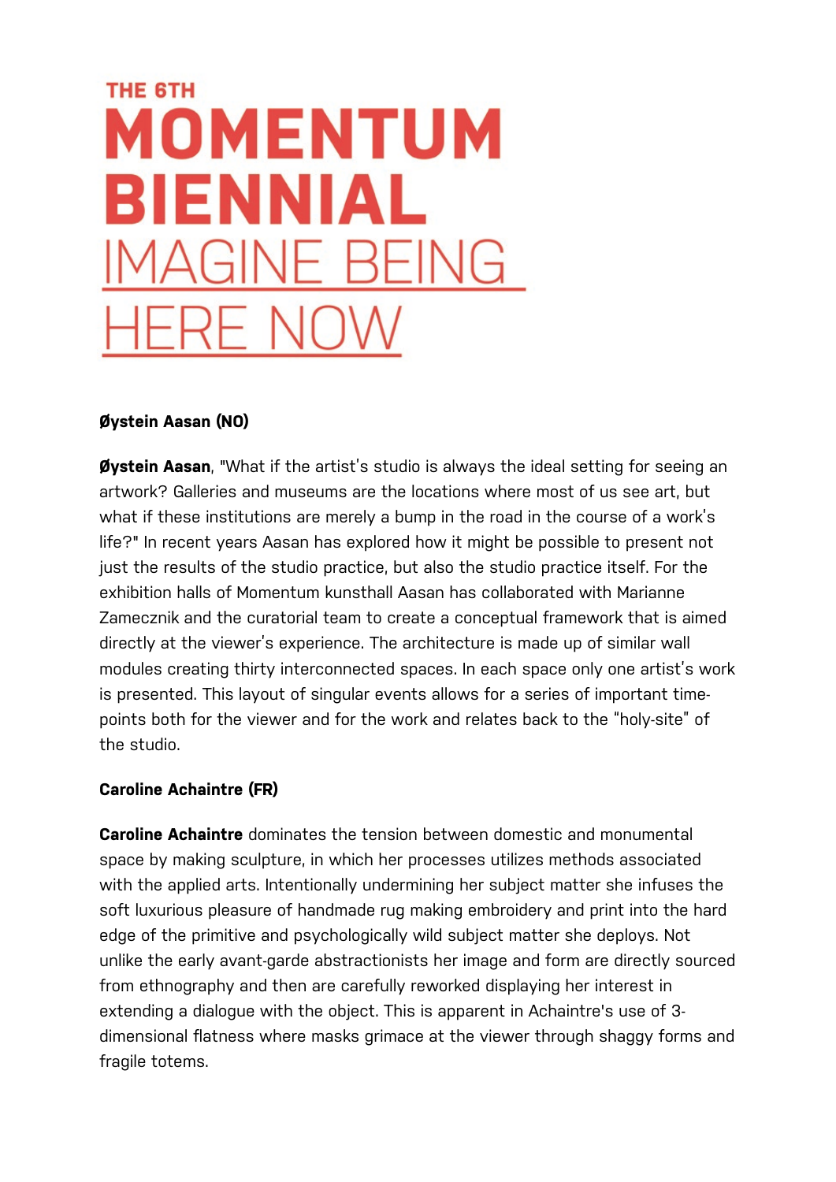# THE 6TH MOMENTUM BIENNIAL

## IMAGINE BEING HERE NOW

### Øystein Aasan (NO)

**Øystein Aasan**, "What if the artist's studio is always the ideal setting for seeing an artwork? Galleries and museums are the locations where most of us see art, but what if these institutions are merely a bump in the road in the course of a work's life?" In recent years Aasan has explored how it might be possible to present not just the results of the studio practice, but also the studio practice itself. For the exhibition halls of Momentum kunsthall Aasan has collaborated with Marianne Zamecznik and the curatorial team to create a conceptual framework that is aimed directly at the viewer's experience. The architecture is made up of similar wall modules creating thirty interconnected spaces. In each space only one artist's work is presented. This layout of singular events allows for a series of important time-points both for the viewer and for the work and relates back to the "holy-site" of the studio.

### Caroline Achaintre (FR)

**Caroline Achaintre** dominates the tension between domestic and monumental space by making sculpture, in which her processes utilizes methods associated with the applied arts. Intentionally undermining her subject matter she infuses the soft luxurious pleasure of handmade rug making embroidery and print into the hard edge of the primitive and psychologically wild subject matter she deploys. Not unlike the early avant-garde abstractionists her image and form are directly sourced from ethnography and then are carefully reworked displaying her interest in extending a dialogue with the object. This is apparent in Achaintre's use of 3-dimensional flatness where masks grimace at the viewer through shaggy forms and fragile totems.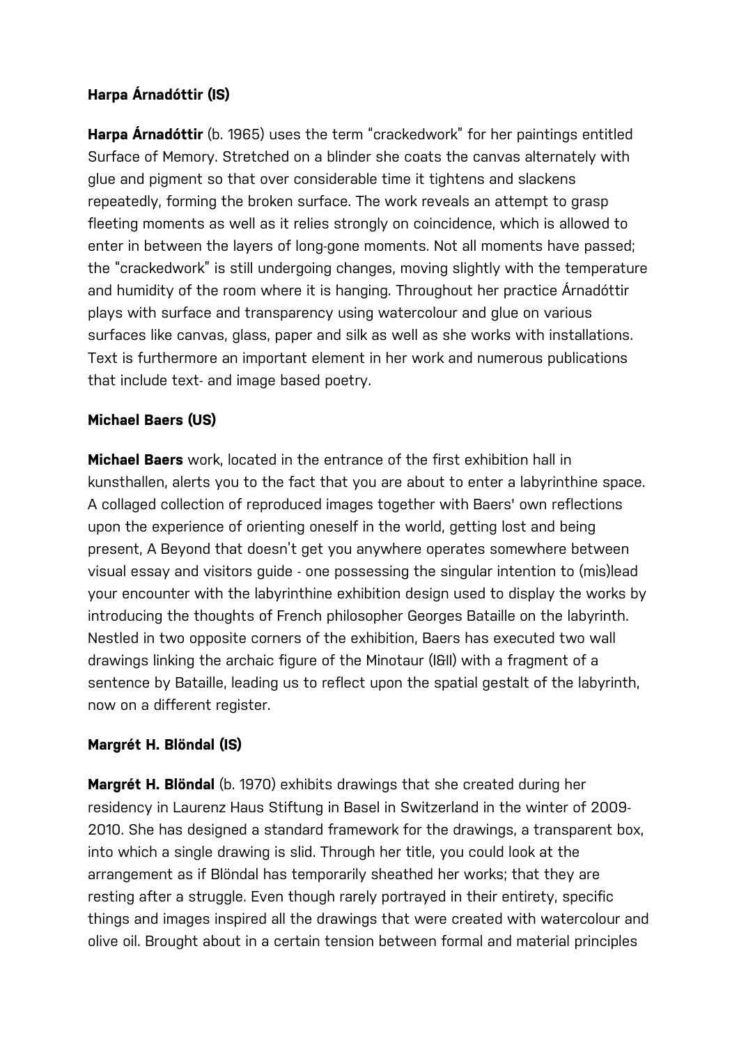**Harpa Árnadóttir (IS)**

**Harpa Árnadóttir** (b. 1965) uses the term "crackedwork" for her paintings entitled Surface of Memory. Stretched on a blinder she coats the canvas alternately with glue and pigment so that over considerable time it tightens and slackens repeatedly, forming the broken surface. The work reveals an attempt to grasp fleeting moments as well as it relies strongly on coincidence, which is allowed to enter in between the layers of long-gone moments. Not all moments have passed; the "crackedwork" is still undergoing changes, moving slightly with the temperature and humidity of the room where it is hanging. Throughout her practice Árnadóttir plays with surface and transparency using watercolour and glue on various surfaces like canvas, glass, paper and silk as well as she works with installations. Text is furthermore an important element in her work and numerous publications that include text- and image based poetry.

**Michael Baers (US)**

**Michael Baers** work, located in the entrance of the first exhibition hall in kunsthallen, alerts you to the fact that you are about to enter a labyrinthine space. A collaged collection of reproduced images together with Baers' own reflections upon the experience of orienting oneself in the world, getting lost and being present, A Beyond that doesn't get you anywhere operates somewhere between visual essay and visitors guide - one possessing the singular intention to (mis)lead your encounter with the labyrinthine exhibition design used to display the works by introducing the thoughts of French philosopher Georges Bataille on the labyrinth. Nestled in two opposite corners of the exhibition, Baers has executed two wall drawings linking the archaic figure of the Minotaur (I&II) with a fragment of a sentence by Bataille, leading us to reflect upon the spatial gestalt of the labyrinth, now on a different register.

**Margrét H. Blöndal (IS)**

**Margrét H. Blöndal** (b. 1970) exhibits drawings that she created during her residency in Laurenz Haus Stiftung in Basel in Switzerland in the winter of 2009-2010. She has designed a standard framework for the drawings, a transparent box, into which a single drawing is slid. Through her title, you could look at the arrangement as if Blöndal has temporarily sheathed her works; that they are resting after a struggle. Even though rarely portrayed in their entirety, specific things and images inspired all the drawings that were created with watercolour and olive oil. Brought about in a certain tension between formal and material principles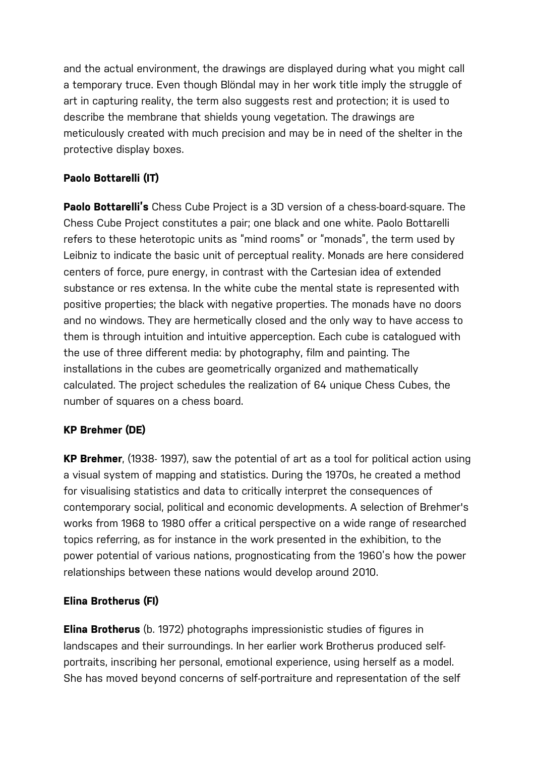and the actual environment, the drawings are displayed during what you might call a temporary truce. Even though Blöndal may in her work title imply the struggle of art in capturing reality, the term also suggests rest and protection; it is used to describe the membrane that shields young vegetation. The drawings are meticulously created with much precision and may be in need of the shelter in the protective display boxes.

### Paolo Bottarelli (IT)

**Paolo Bottarelli's** Chess Cube Project is a 3D version of a chess-board-square. The Chess Cube Project constitutes a pair; one black and one white. Paolo Bottarelli refers to these heterotopic units as "mind rooms" or "monads", the term used by Leibniz to indicate the basic unit of perceptual reality. Monads are here considered centers of force, pure energy, in contrast with the Cartesian idea of extended substance or res extensa. In the white cube the mental state is represented with positive properties; the black with negative properties. The monads have no doors and no windows. They are hermetically closed and the only way to have access to them is through intuition and intuitive apperception. Each cube is catalogued with the use of three different media: by photography, film and painting. The installations in the cubes are geometrically organized and mathematically calculated. The project schedules the realization of 64 unique Chess Cubes, the number of squares on a chess board.

### KP Brehmer (DE)

**KP Brehmer**, (1938- 1997), saw the potential of art as a tool for political action using a visual system of mapping and statistics. During the 1970s, he created a method for visualising statistics and data to critically interpret the consequences of contemporary social, political and economic developments. A selection of Brehmer's works from 1968 to 1980 offer a critical perspective on a wide range of researched topics referring, as for instance in the work presented in the exhibition, to the power potential of various nations, prognosticating from the 1960's how the power relationships between these nations would develop around 2010.

### Elina Brotherus (FI)

**Elina Brotherus** (b. 1972) photographs impressionistic studies of figures in landscapes and their surroundings. In her earlier work Brotherus produced self-portraits, inscribing her personal, emotional experience, using herself as a model. She has moved beyond concerns of self-portraiture and representation of the self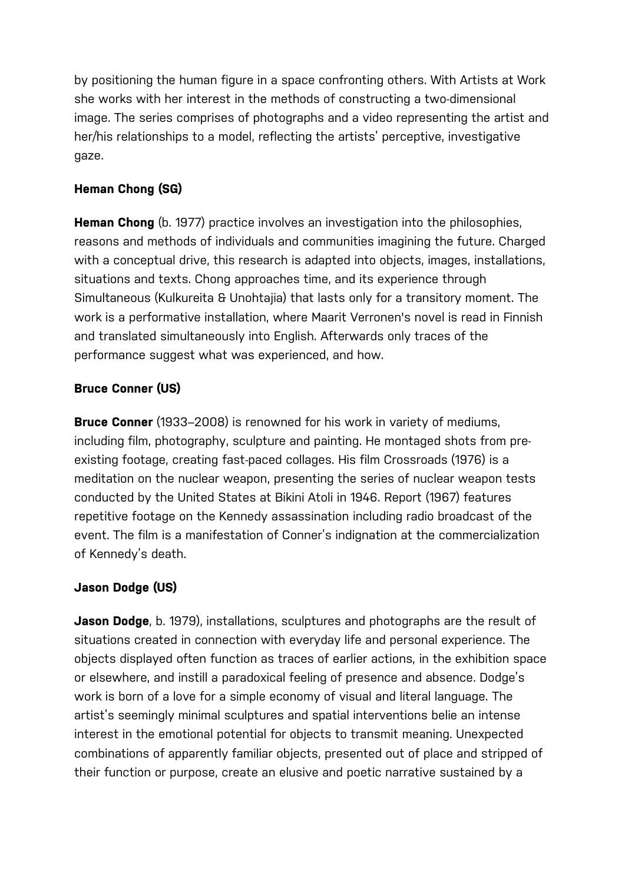by positioning the human figure in a space confronting others. With Artists at Work she works with her interest in the methods of constructing a two-dimensional image. The series comprises of photographs and a video representing the artist and her/his relationships to a model, reflecting the artists' perceptive, investigative gaze.

**Heman Chong (SG)**

**Heman Chong** (b. 1977) practice involves an investigation into the philosophies, reasons and methods of individuals and communities imagining the future. Charged with a conceptual drive, this research is adapted into objects, images, installations, situations and texts. Chong approaches time, and its experience through Simultaneous (Kulkureita & Unohtajia) that lasts only for a transitory moment. The work is a performative installation, where Maarit Verronen's novel is read in Finnish and translated simultaneously into English. Afterwards only traces of the performance suggest what was experienced, and how.

**Bruce Conner (US)**

**Bruce Conner** (1933–2008) is renowned for his work in variety of mediums, including film, photography, sculpture and painting. He montaged shots from pre-existing footage, creating fast-paced collages. His film Crossroads (1976) is a meditation on the nuclear weapon, presenting the series of nuclear weapon tests conducted by the United States at Bikini Atoli in 1946. Report (1967) features repetitive footage on the Kennedy assassination including radio broadcast of the event. The film is a manifestation of Conner's indignation at the commercialization of Kennedy's death.

**Jason Dodge (US)**

**Jason Dodge**, b. 1979), installations, sculptures and photographs are the result of situations created in connection with everyday life and personal experience. The objects displayed often function as traces of earlier actions, in the exhibition space or elsewhere, and instill a paradoxical feeling of presence and absence. Dodge's work is born of a love for a simple economy of visual and literal language. The artist's seemingly minimal sculptures and spatial interventions belie an intense interest in the emotional potential for objects to transmit meaning. Unexpected combinations of apparently familiar objects, presented out of place and stripped of their function or purpose, create an elusive and poetic narrative sustained by a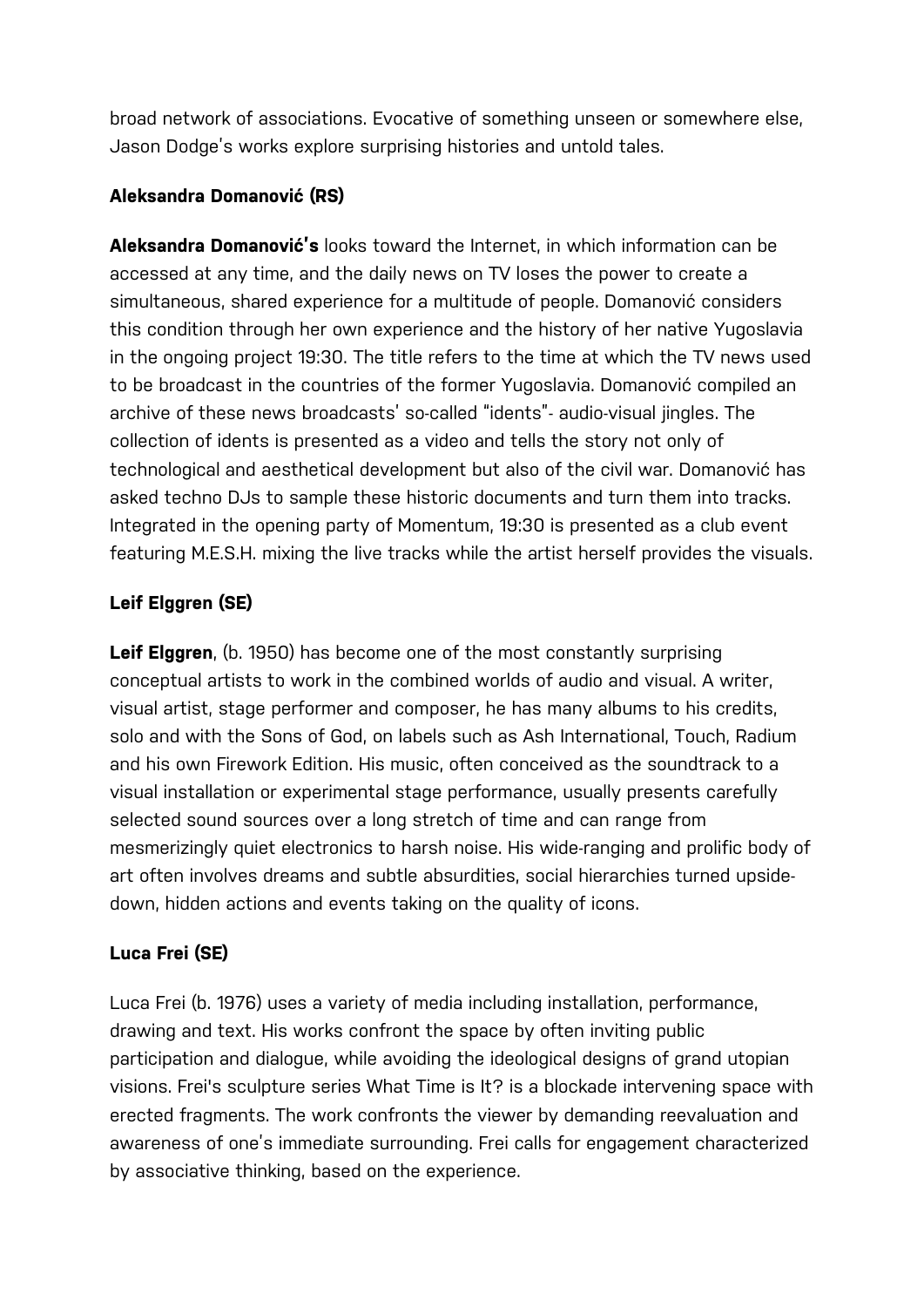broad network of associations. Evocative of something unseen or somewhere else, Jason Dodge's works explore surprising histories and untold tales.

**Aleksandra Domanović (RS)**

**Aleksandra Domanović's** looks toward the Internet, in which information can be accessed at any time, and the daily news on TV loses the power to create a simultaneous, shared experience for a multitude of people. Domanović considers this condition through her own experience and the history of her native Yugoslavia in the ongoing project 19:30. The title refers to the time at which the TV news used to be broadcast in the countries of the former Yugoslavia. Domanović compiled an archive of these news broadcasts' so-called "idents"- audio-visual jingles. The collection of idents is presented as a video and tells the story not only of technological and aesthetical development but also of the civil war. Domanović has asked techno DJs to sample these historic documents and turn them into tracks. Integrated in the opening party of Momentum, 19:30 is presented as a club event featuring M.E.S.H. mixing the live tracks while the artist herself provides the visuals.

**Leif Elggren (SE)**

**Leif Elggren**, (b. 1950) has become one of the most constantly surprising conceptual artists to work in the combined worlds of audio and visual. A writer, visual artist, stage performer and composer, he has many albums to his credits, solo and with the Sons of God, on labels such as Ash International, Touch, Radium and his own Firework Edition. His music, often conceived as the soundtrack to a visual installation or experimental stage performance, usually presents carefully selected sound sources over a long stretch of time and can range from mesmerizingly quiet electronics to harsh noise. His wide-ranging and prolific body of art often involves dreams and subtle absurdities, social hierarchies turned upside-down, hidden actions and events taking on the quality of icons.

**Luca Frei (SE)**

Luca Frei (b. 1976) uses a variety of media including installation, performance, drawing and text. His works confront the space by often inviting public participation and dialogue, while avoiding the ideological designs of grand utopian visions. Frei's sculpture series What Time is It? is a blockade intervening space with erected fragments. The work confronts the viewer by demanding reevaluation and awareness of one's immediate surrounding. Frei calls for engagement characterized by associative thinking, based on the experience.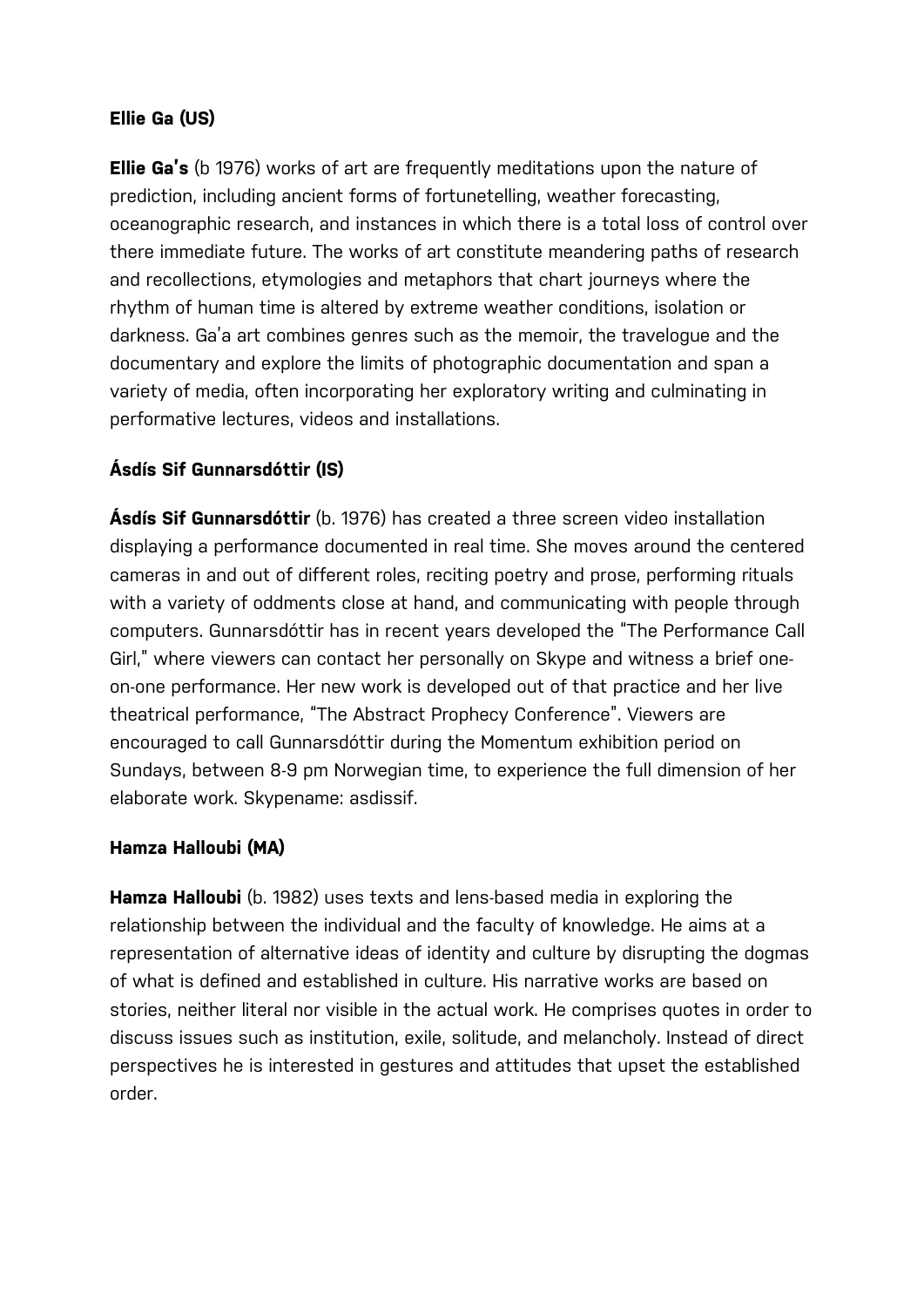**Ellie Ga (US)**

**Ellie Ga's** (b 1976) works of art are frequently meditations upon the nature of prediction, including ancient forms of fortunetelling, weather forecasting, oceanographic research, and instances in which there is a total loss of control over there immediate future. The works of art constitute meandering paths of research and recollections, etymologies and metaphors that chart journeys where the rhythm of human time is altered by extreme weather conditions, isolation or darkness. Ga'a art combines genres such as the memoir, the travelogue and the documentary and explore the limits of photographic documentation and span a variety of media, often incorporating her exploratory writing and culminating in performative lectures, videos and installations.

**Ásdís Sif Gunnarsdóttir (IS)**

**Ásdís Sif Gunnarsdóttir** (b. 1976) has created a three screen video installation displaying a performance documented in real time. She moves around the centered cameras in and out of different roles, reciting poetry and prose, performing rituals with a variety of oddments close at hand, and communicating with people through computers. Gunnarsdóttir has in recent years developed the "The Performance Call Girl," where viewers can contact her personally on Skype and witness a brief one-on-one performance. Her new work is developed out of that practice and her live theatrical performance, "The Abstract Prophecy Conference". Viewers are encouraged to call Gunnarsdóttir during the Momentum exhibition period on Sundays, between 8-9 pm Norwegian time, to experience the full dimension of her elaborate work. Skypename: asdissif.

**Hamza Halloubi (MA)**

**Hamza Halloubi** (b. 1982) uses texts and lens-based media in exploring the relationship between the individual and the faculty of knowledge. He aims at a representation of alternative ideas of identity and culture by disrupting the dogmas of what is defined and established in culture. His narrative works are based on stories, neither literal nor visible in the actual work. He comprises quotes in order to discuss issues such as institution, exile, solitude, and melancholy. Instead of direct perspectives he is interested in gestures and attitudes that upset the established order.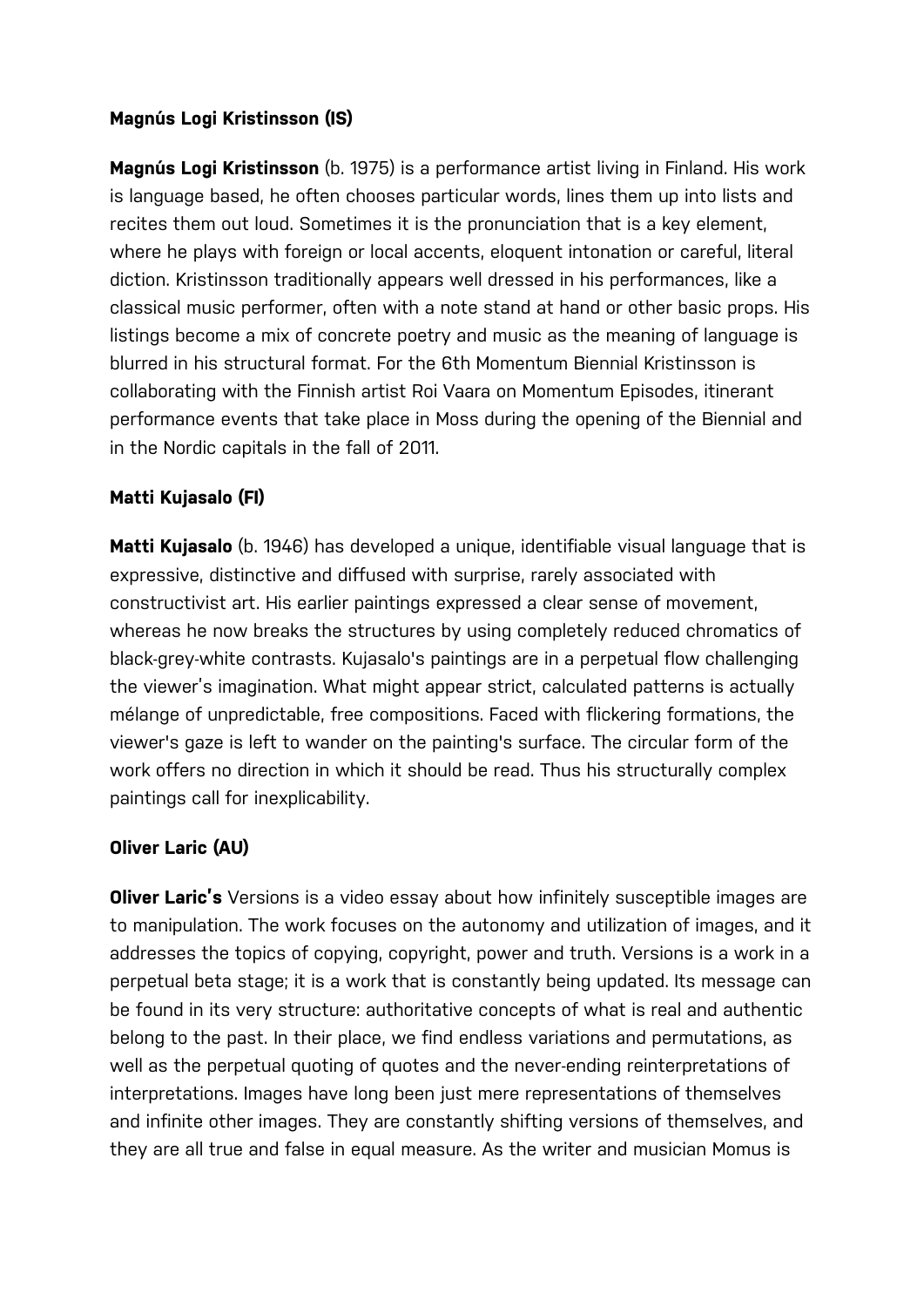### Magnús Logi Kristinsson (IS)

**Magnús Logi Kristinsson** (b. 1975) is a performance artist living in Finland. His work is language based, he often chooses particular words, lines them up into lists and recites them out loud. Sometimes it is the pronunciation that is a key element, where he plays with foreign or local accents, eloquent intonation or careful, literal diction. Kristinsson traditionally appears well dressed in his performances, like a classical music performer, often with a note stand at hand or other basic props. His listings become a mix of concrete poetry and music as the meaning of language is blurred in his structural format. For the 6th Momentum Biennial Kristinsson is collaborating with the Finnish artist Roi Vaara on Momentum Episodes, itinerant performance events that take place in Moss during the opening of the Biennial and in the Nordic capitals in the fall of 2011.

### Matti Kujasalo (FI)

**Matti Kujasalo** (b. 1946) has developed a unique, identifiable visual language that is expressive, distinctive and diffused with surprise, rarely associated with constructivist art. His earlier paintings expressed a clear sense of movement, whereas he now breaks the structures by using completely reduced chromatics of black-grey-white contrasts. Kujasalo's paintings are in a perpetual flow challenging the viewer's imagination. What might appear strict, calculated patterns is actually mélange of unpredictable, free compositions. Faced with flickering formations, the viewer's gaze is left to wander on the painting's surface. The circular form of the work offers no direction in which it should be read. Thus his structurally complex paintings call for inexplicability.

### Oliver Laric (AU)

**Oliver Laric's** Versions is a video essay about how infinitely susceptible images are to manipulation. The work focuses on the autonomy and utilization of images, and it addresses the topics of copying, copyright, power and truth. Versions is a work in a perpetual beta stage; it is a work that is constantly being updated. Its message can be found in its very structure: authoritative concepts of what is real and authentic belong to the past. In their place, we find endless variations and permutations, as well as the perpetual quoting of quotes and the never-ending reinterpretations of interpretations. Images have long been just mere representations of themselves and infinite other images. They are constantly shifting versions of themselves, and they are all true and false in equal measure. As the writer and musician Momus is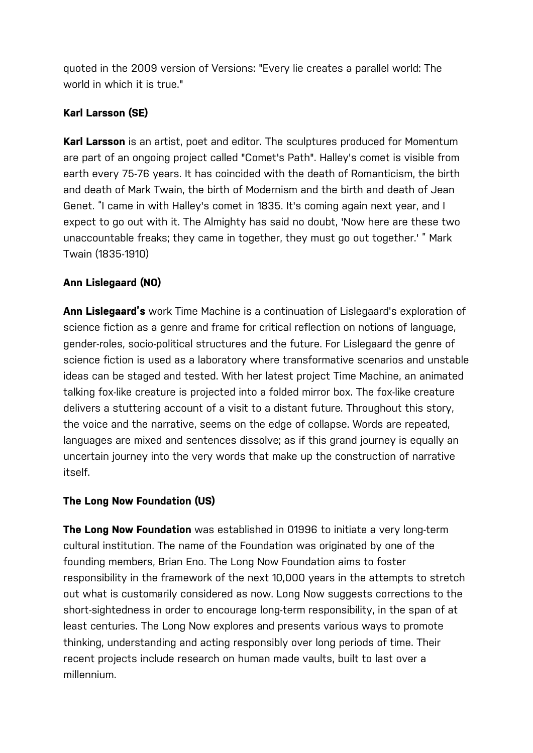quoted in the 2009 version of Versions: "Every lie creates a parallel world: The world in which it is true."

**Karl Larsson (SE)**

**Karl Larsson** is an artist, poet and editor. The sculptures produced for Momentum are part of an ongoing project called "Comet's Path". Halley's comet is visible from earth every 75-76 years. It has coincided with the death of Romanticism, the birth and death of Mark Twain, the birth of Modernism and the birth and death of Jean Genet. "I came in with Halley's comet in 1835. It's coming again next year, and I expect to go out with it. The Almighty has said no doubt, 'Now here are these two unaccountable freaks; they came in together, they must go out together.' " Mark Twain (1835-1910)

**Ann Lislegaard (NO)**

**Ann Lislegaard's** work Time Machine is a continuation of Lislegaard's exploration of science fiction as a genre and frame for critical reflection on notions of language, gender-roles, socio-political structures and the future. For Lislegaard the genre of science fiction is used as a laboratory where transformative scenarios and unstable ideas can be staged and tested. With her latest project Time Machine, an animated talking fox-like creature is projected into a folded mirror box. The fox-like creature delivers a stuttering account of a visit to a distant future. Throughout this story, the voice and the narrative, seems on the edge of collapse. Words are repeated, languages are mixed and sentences dissolve; as if this grand journey is equally an uncertain journey into the very words that make up the construction of narrative itself.

**The Long Now Foundation (US)**

**The Long Now Foundation** was established in 01996 to initiate a very long-term cultural institution. The name of the Foundation was originated by one of the founding members, Brian Eno. The Long Now Foundation aims to foster responsibility in the framework of the next 10,000 years in the attempts to stretch out what is customarily considered as now. Long Now suggests corrections to the short-sightedness in order to encourage long-term responsibility, in the span of at least centuries. The Long Now explores and presents various ways to promote thinking, understanding and acting responsibly over long periods of time. Their recent projects include research on human made vaults, built to last over a millennium.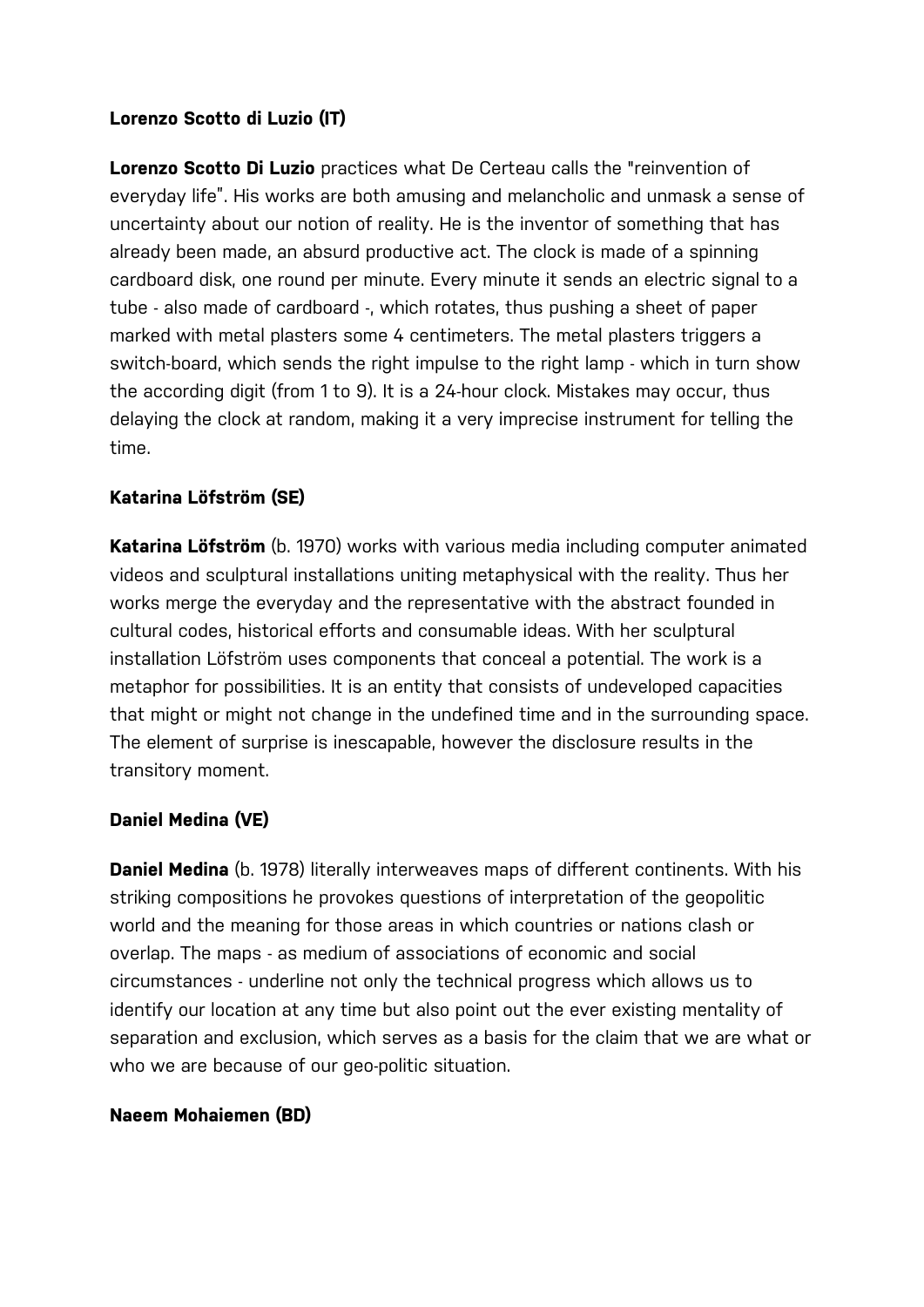**Lorenzo Scotto di Luzio (IT)**

**Lorenzo Scotto Di Luzio** practices what De Certeau calls the "reinvention of everyday life". His works are both amusing and melancholic and unmask a sense of uncertainty about our notion of reality. He is the inventor of something that has already been made, an absurd productive act. The clock is made of a spinning cardboard disk, one round per minute. Every minute it sends an electric signal to a tube - also made of cardboard -, which rotates, thus pushing a sheet of paper marked with metal plasters some 4 centimeters. The metal plasters triggers a switch-board, which sends the right impulse to the right lamp - which in turn show the according digit (from 1 to 9). It is a 24-hour clock. Mistakes may occur, thus delaying the clock at random, making it a very imprecise instrument for telling the time.

**Katarina Löfström (SE)**

**Katarina Löfström** (b. 1970) works with various media including computer animated videos and sculptural installations uniting metaphysical with the reality. Thus her works merge the everyday and the representative with the abstract founded in cultural codes, historical efforts and consumable ideas. With her sculptural installation Löfström uses components that conceal a potential. The work is a metaphor for possibilities. It is an entity that consists of undeveloped capacities that might or might not change in the undefined time and in the surrounding space. The element of surprise is inescapable, however the disclosure results in the transitory moment.

**Daniel Medina (VE)**

**Daniel Medina** (b. 1978) literally interweaves maps of different continents. With his striking compositions he provokes questions of interpretation of the geopolitic world and the meaning for those areas in which countries or nations clash or overlap. The maps - as medium of associations of economic and social circumstances - underline not only the technical progress which allows us to identify our location at any time but also point out the ever existing mentality of separation and exclusion, which serves as a basis for the claim that we are what or who we are because of our geo-politic situation.

**Naeem Mohaiemen (BD)**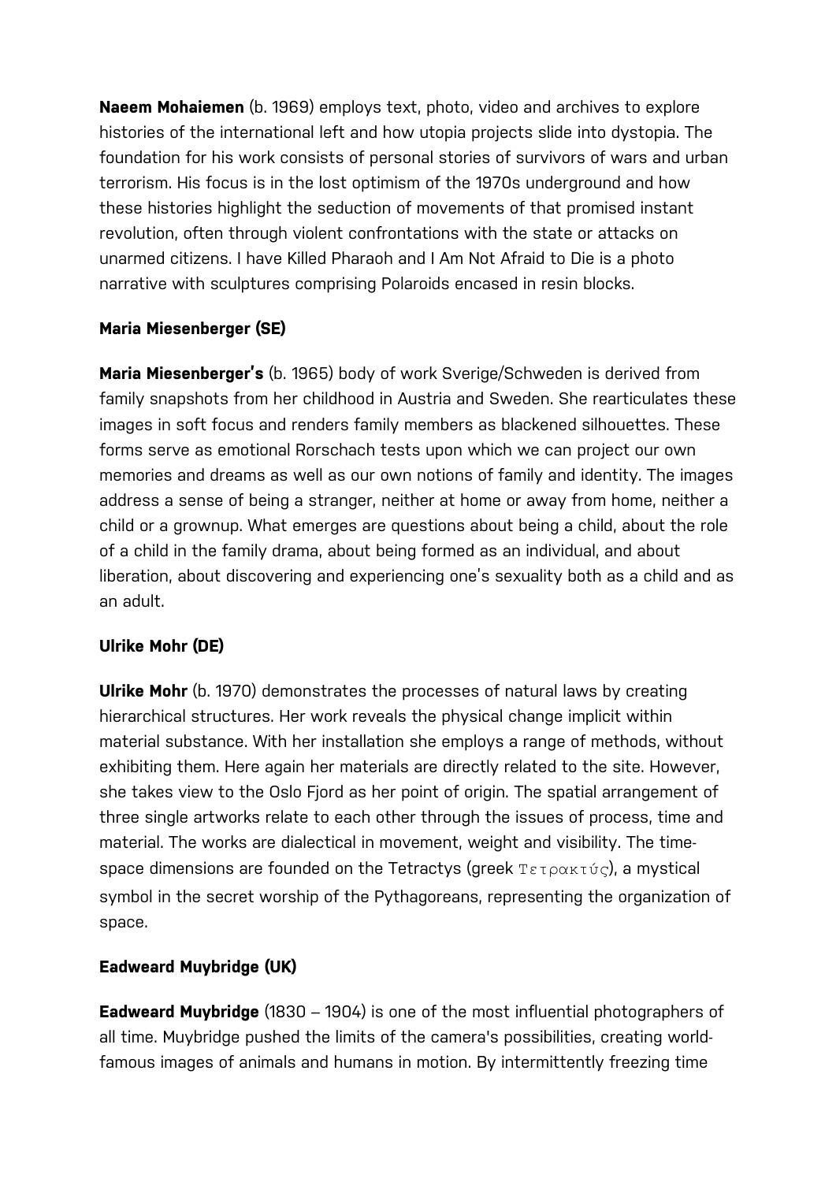**Naeem Mohaiemen** (b. 1969) employs text, photo, video and archives to explore histories of the international left and how utopia projects slide into dystopia. The foundation for his work consists of personal stories of survivors of wars and urban terrorism. His focus is in the lost optimism of the 1970s underground and how these histories highlight the seduction of movements of that promised instant revolution, often through violent confrontations with the state or attacks on unarmed citizens. I have Killed Pharaoh and I Am Not Afraid to Die is a photo narrative with sculptures comprising Polaroids encased in resin blocks.

### Maria Miesenberger (SE)

**Maria Miesenberger's** (b. 1965) body of work Sverige/Schweden is derived from family snapshots from her childhood in Austria and Sweden. She rearticulates these images in soft focus and renders family members as blackened silhouettes. These forms serve as emotional Rorschach tests upon which we can project our own memories and dreams as well as our own notions of family and identity. The images address a sense of being a stranger, neither at home or away from home, neither a child or a grownup. What emerges are questions about being a child, about the role of a child in the family drama, about being formed as an individual, and about liberation, about discovering and experiencing one's sexuality both as a child and as an adult.

### Ulrike Mohr (DE)

**Ulrike Mohr** (b. 1970) demonstrates the processes of natural laws by creating hierarchical structures. Her work reveals the physical change implicit within material substance. With her installation she employs a range of methods, without exhibiting them. Here again her materials are directly related to the site. However, she takes view to the Oslo Fjord as her point of origin. The spatial arrangement of three single artworks relate to each other through the issues of process, time and material. The works are dialectical in movement, weight and visibility. The time-space dimensions are founded on the Tetractys (greek Τετρακτύς), a mystical symbol in the secret worship of the Pythagoreans, representing the organization of space.

### Eadweard Muybridge (UK)

**Eadweard Muybridge** (1830 – 1904) is one of the most influential photographers of all time. Muybridge pushed the limits of the camera's possibilities, creating world-famous images of animals and humans in motion. By intermittently freezing time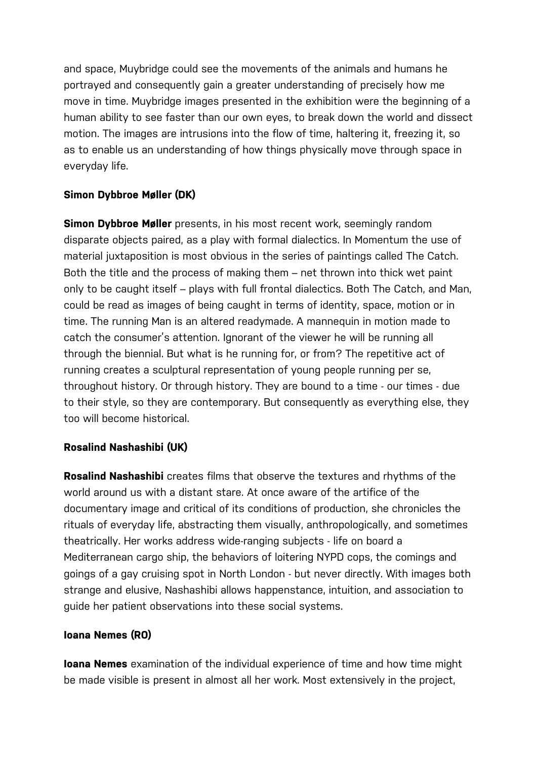and space, Muybridge could see the movements of the animals and humans he portrayed and consequently gain a greater understanding of precisely how me move in time. Muybridge images presented in the exhibition were the beginning of a human ability to see faster than our own eyes, to break down the world and dissect motion. The images are intrusions into the flow of time, haltering it, freezing it, so as to enable us an understanding of how things physically move through space in everyday life.

**Simon Dybbroe Møller (DK)**

**Simon Dybbroe Møller** presents, in his most recent work, seemingly random disparate objects paired, as a play with formal dialectics. In Momentum the use of material juxtaposition is most obvious in the series of paintings called The Catch. Both the title and the process of making them – net thrown into thick wet paint only to be caught itself – plays with full frontal dialectics. Both The Catch, and Man, could be read as images of being caught in terms of identity, space, motion or in time. The running Man is an altered readymade. A mannequin in motion made to catch the consumer's attention. Ignorant of the viewer he will be running all through the biennial. But what is he running for, or from? The repetitive act of running creates a sculptural representation of young people running per se, throughout history. Or through history. They are bound to a time - our times - due to their style, so they are contemporary. But consequently as everything else, they too will become historical.

**Rosalind Nashashibi (UK)**

**Rosalind Nashashibi** creates films that observe the textures and rhythms of the world around us with a distant stare. At once aware of the artifice of the documentary image and critical of its conditions of production, she chronicles the rituals of everyday life, abstracting them visually, anthropologically, and sometimes theatrically. Her works address wide-ranging subjects - life on board a Mediterranean cargo ship, the behaviors of loitering NYPD cops, the comings and goings of a gay cruising spot in North London - but never directly. With images both strange and elusive, Nashashibi allows happenstance, intuition, and association to guide her patient observations into these social systems.

**Ioana Nemes (RO)**

**Ioana Nemes** examination of the individual experience of time and how time might be made visible is present in almost all her work. Most extensively in the project,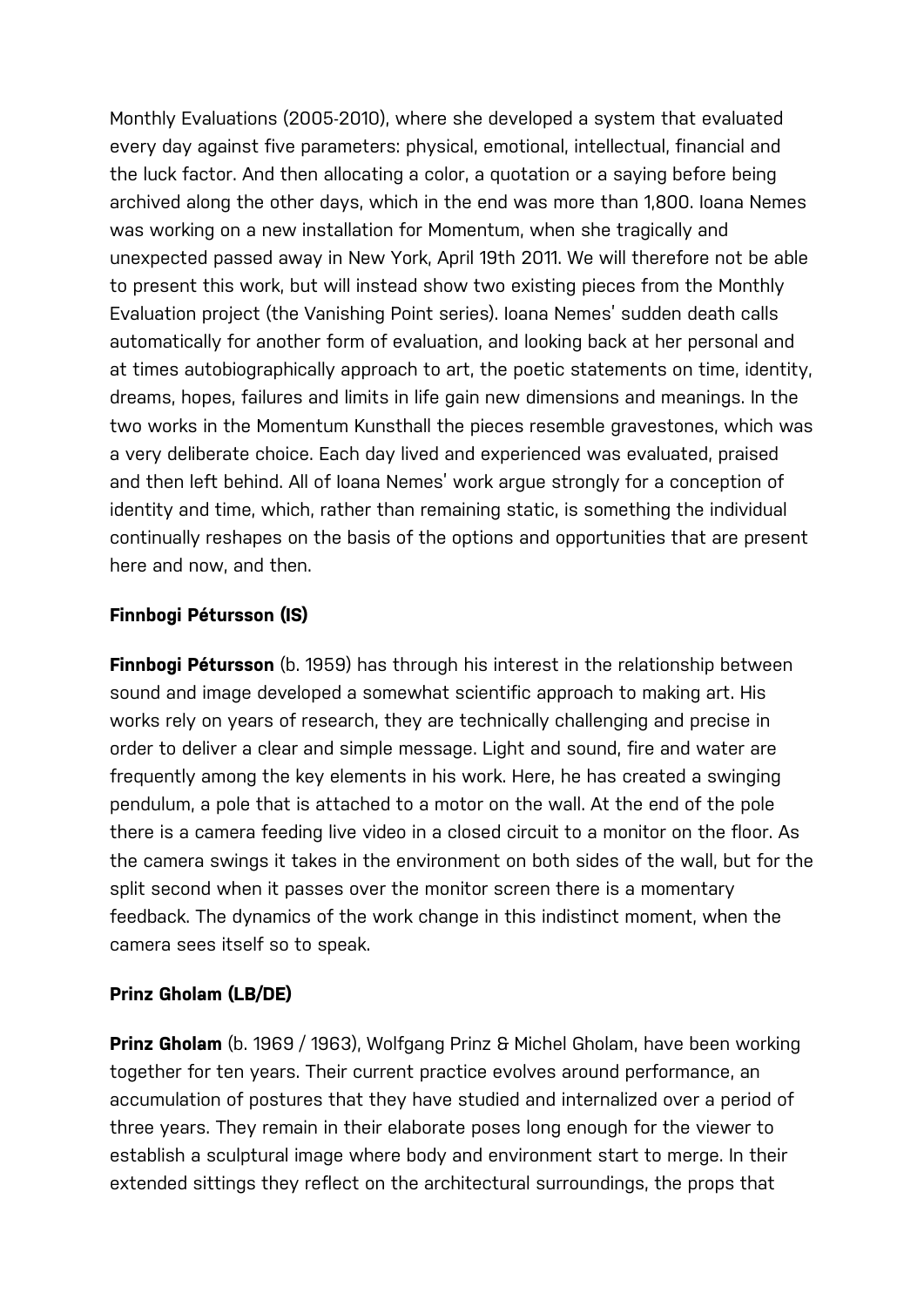Monthly Evaluations (2005-2010), where she developed a system that evaluated every day against five parameters: physical, emotional, intellectual, financial and the luck factor. And then allocating a color, a quotation or a saying before being archived along the other days, which in the end was more than 1,800. Ioana Nemes was working on a new installation for Momentum, when she tragically and unexpected passed away in New York, April 19th 2011. We will therefore not be able to present this work, but will instead show two existing pieces from the Monthly Evaluation project (the Vanishing Point series). Ioana Nemes' sudden death calls automatically for another form of evaluation, and looking back at her personal and at times autobiographically approach to art, the poetic statements on time, identity, dreams, hopes, failures and limits in life gain new dimensions and meanings. In the two works in the Momentum Kunsthall the pieces resemble gravestones, which was a very deliberate choice. Each day lived and experienced was evaluated, praised and then left behind. All of Ioana Nemes' work argue strongly for a conception of identity and time, which, rather than remaining static, is something the individual continually reshapes on the basis of the options and opportunities that are present here and now, and then.

### Finnbogi Pétursson (IS)

**Finnbogi Pétursson** (b. 1959) has through his interest in the relationship between sound and image developed a somewhat scientific approach to making art. His works rely on years of research, they are technically challenging and precise in order to deliver a clear and simple message. Light and sound, fire and water are frequently among the key elements in his work. Here, he has created a swinging pendulum, a pole that is attached to a motor on the wall. At the end of the pole there is a camera feeding live video in a closed circuit to a monitor on the floor. As the camera swings it takes in the environment on both sides of the wall, but for the split second when it passes over the monitor screen there is a momentary feedback. The dynamics of the work change in this indistinct moment, when the camera sees itself so to speak.

### Prinz Gholam (LB/DE)

**Prinz Gholam** (b. 1969 / 1963), Wolfgang Prinz & Michel Gholam, have been working together for ten years. Their current practice evolves around performance, an accumulation of postures that they have studied and internalized over a period of three years. They remain in their elaborate poses long enough for the viewer to establish a sculptural image where body and environment start to merge. In their extended sittings they reflect on the architectural surroundings, the props that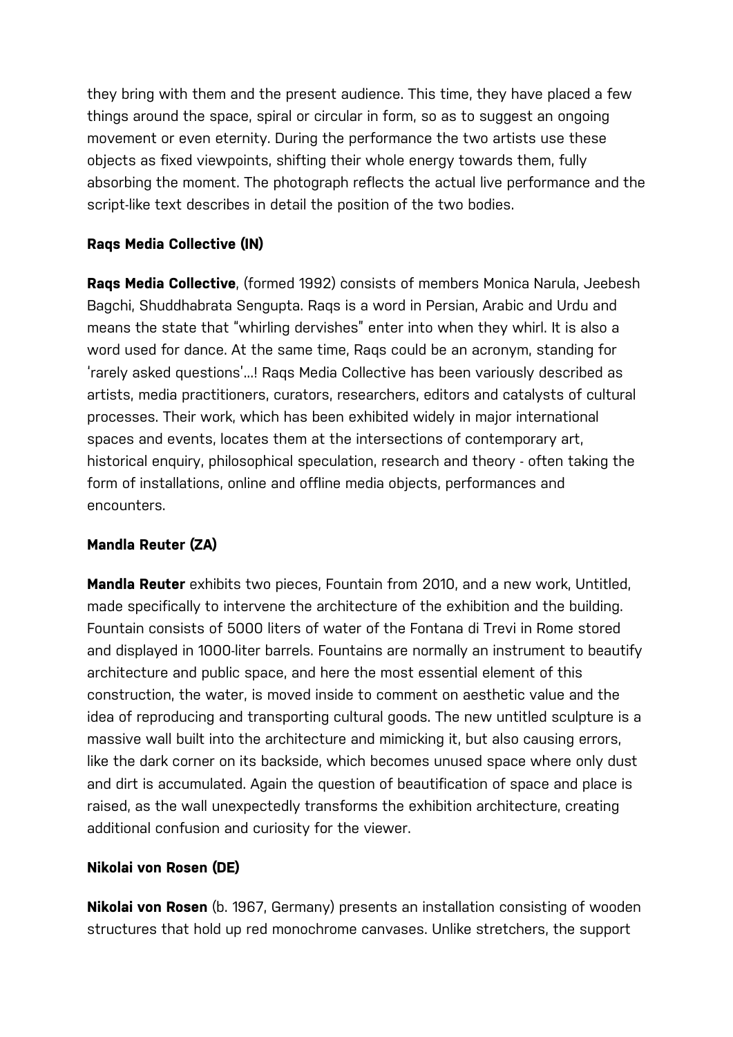they bring with them and the present audience. This time, they have placed a few things around the space, spiral or circular in form, so as to suggest an ongoing movement or even eternity. During the performance the two artists use these objects as fixed viewpoints, shifting their whole energy towards them, fully absorbing the moment. The photograph reflects the actual live performance and the script-like text describes in detail the position of the two bodies.

### Raqs Media Collective (IN)

**Raqs Media Collective**, (formed 1992) consists of members Monica Narula, Jeebesh Bagchi, Shuddhabrata Sengupta. Raqs is a word in Persian, Arabic and Urdu and means the state that "whirling dervishes" enter into when they whirl. It is also a word used for dance. At the same time, Raqs could be an acronym, standing for 'rarely asked questions'...! Raqs Media Collective has been variously described as artists, media practitioners, curators, researchers, editors and catalysts of cultural processes. Their work, which has been exhibited widely in major international spaces and events, locates them at the intersections of contemporary art, historical enquiry, philosophical speculation, research and theory - often taking the form of installations, online and offline media objects, performances and encounters.

### Mandla Reuter (ZA)

**Mandla Reuter** exhibits two pieces, Fountain from 2010, and a new work, Untitled, made specifically to intervene the architecture of the exhibition and the building. Fountain consists of 5000 liters of water of the Fontana di Trevi in Rome stored and displayed in 1000-liter barrels. Fountains are normally an instrument to beautify architecture and public space, and here the most essential element of this construction, the water, is moved inside to comment on aesthetic value and the idea of reproducing and transporting cultural goods. The new untitled sculpture is a massive wall built into the architecture and mimicking it, but also causing errors, like the dark corner on its backside, which becomes unused space where only dust and dirt is accumulated. Again the question of beautification of space and place is raised, as the wall unexpectedly transforms the exhibition architecture, creating additional confusion and curiosity for the viewer.

### Nikolai von Rosen (DE)

**Nikolai von Rosen** (b. 1967, Germany) presents an installation consisting of wooden structures that hold up red monochrome canvases. Unlike stretchers, the support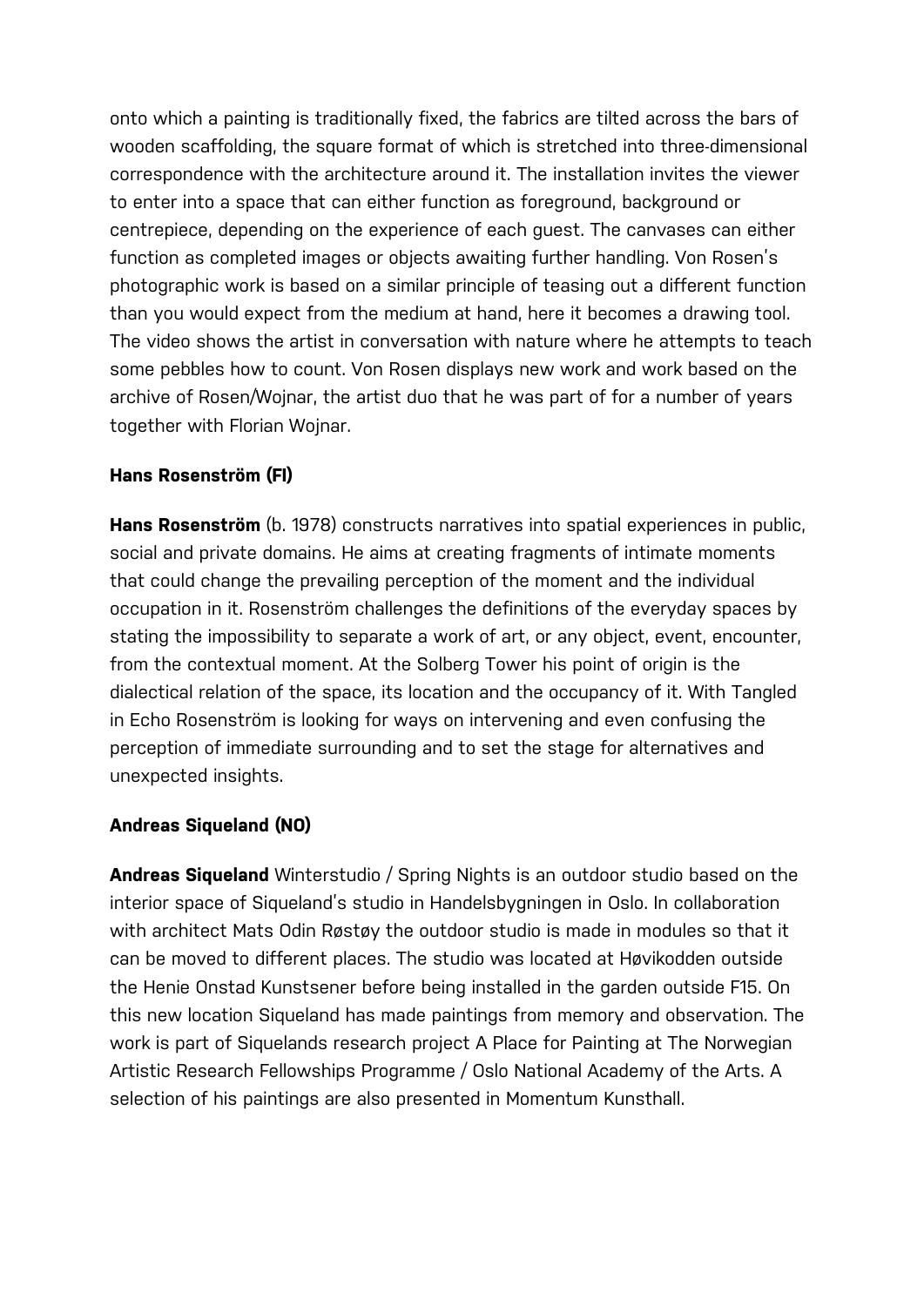onto which a painting is traditionally fixed, the fabrics are tilted across the bars of wooden scaffolding, the square format of which is stretched into three-dimensional correspondence with the architecture around it. The installation invites the viewer to enter into a space that can either function as foreground, background or centrepiece, depending on the experience of each guest. The canvases can either function as completed images or objects awaiting further handling. Von Rosen's photographic work is based on a similar principle of teasing out a different function than you would expect from the medium at hand, here it becomes a drawing tool. The video shows the artist in conversation with nature where he attempts to teach some pebbles how to count. Von Rosen displays new work and work based on the archive of Rosen/Wojnar, the artist duo that he was part of for a number of years together with Florian Wojnar.

### Hans Rosenström (FI)

**Hans Rosenström** (b. 1978) constructs narratives into spatial experiences in public, social and private domains. He aims at creating fragments of intimate moments that could change the prevailing perception of the moment and the individual occupation in it. Rosenström challenges the definitions of the everyday spaces by stating the impossibility to separate a work of art, or any object, event, encounter, from the contextual moment. At the Solberg Tower his point of origin is the dialectical relation of the space, its location and the occupancy of it. With Tangled in Echo Rosenström is looking for ways on intervening and even confusing the perception of immediate surrounding and to set the stage for alternatives and unexpected insights.

### Andreas Siqueland (NO)

**Andreas Siqueland** Winterstudio / Spring Nights is an outdoor studio based on the interior space of Siqueland's studio in Handelsbygningen in Oslo. In collaboration with architect Mats Odin Røstøy the outdoor studio is made in modules so that it can be moved to different places. The studio was located at Høvikodden outside the Henie Onstad Kunstsener before being installed in the garden outside F15. On this new location Siqueland has made paintings from memory and observation. The work is part of Siquelands research project A Place for Painting at The Norwegian Artistic Research Fellowships Programme / Oslo National Academy of the Arts. A selection of his paintings are also presented in Momentum Kunsthall.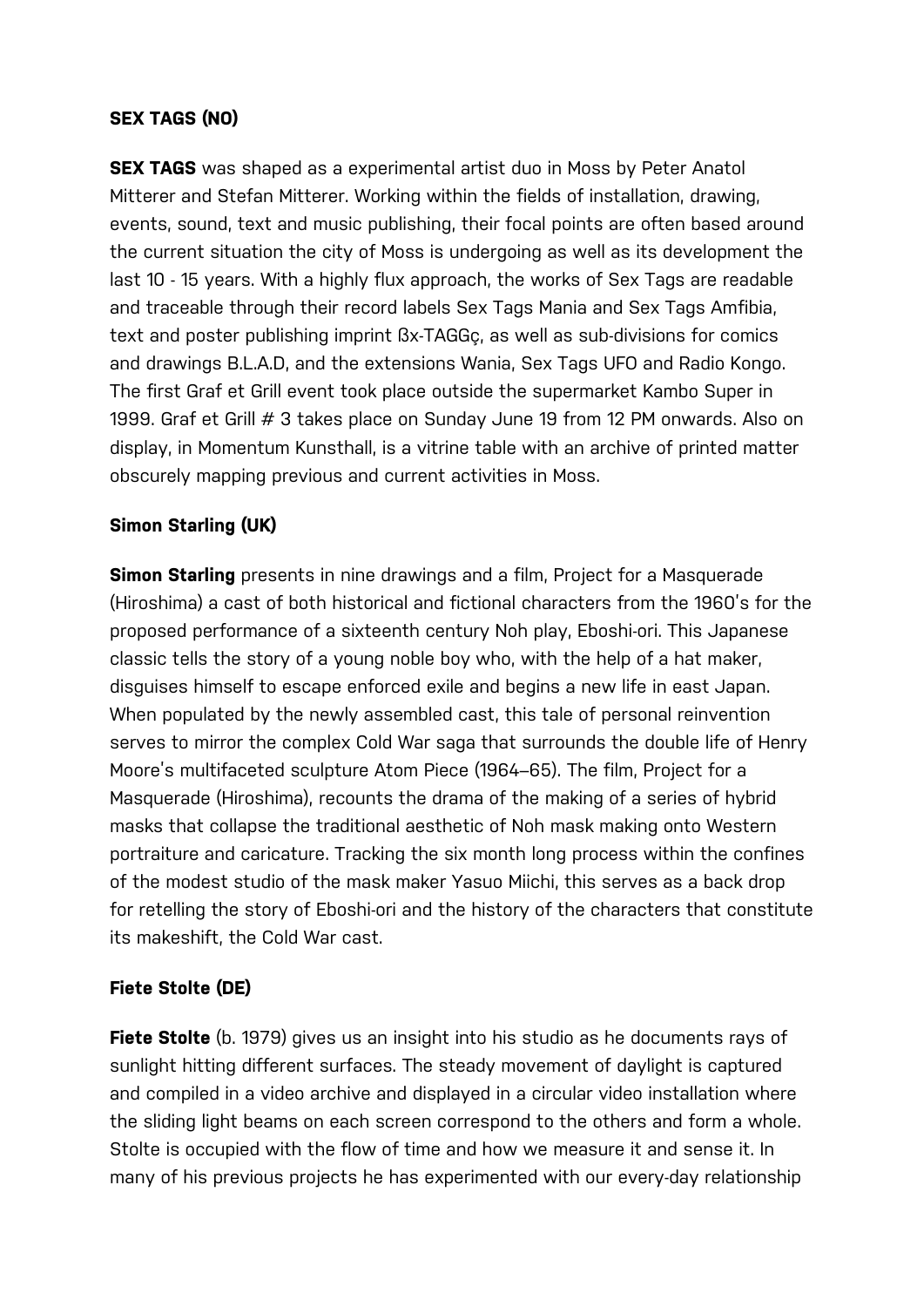**SEX TAGS (NO)**

**SEX TAGS** was shaped as a experimental artist duo in Moss by Peter Anatol Mitterer and Stefan Mitterer. Working within the fields of installation, drawing, events, sound, text and music publishing, their focal points are often based around the current situation the city of Moss is undergoing as well as its development the last 10 - 15 years. With a highly flux approach, the works of Sex Tags are readable and traceable through their record labels Sex Tags Mania and Sex Tags Amfibia, text and poster publishing imprint ßx-TAGGç, as well as sub-divisions for comics and drawings B.L.A.D, and the extensions Wania, Sex Tags UFO and Radio Kongo. The first Graf et Grill event took place outside the supermarket Kambo Super in 1999. Graf et Grill # 3 takes place on Sunday June 19 from 12 PM onwards. Also on display, in Momentum Kunsthall, is a vitrine table with an archive of printed matter obscurely mapping previous and current activities in Moss.

**Simon Starling (UK)**

**Simon Starling** presents in nine drawings and a film, Project for a Masquerade (Hiroshima) a cast of both historical and fictional characters from the 1960's for the proposed performance of a sixteenth century Noh play, Eboshi-ori. This Japanese classic tells the story of a young noble boy who, with the help of a hat maker, disguises himself to escape enforced exile and begins a new life in east Japan. When populated by the newly assembled cast, this tale of personal reinvention serves to mirror the complex Cold War saga that surrounds the double life of Henry Moore's multifaceted sculpture Atom Piece (1964–65). The film, Project for a Masquerade (Hiroshima), recounts the drama of the making of a series of hybrid masks that collapse the traditional aesthetic of Noh mask making onto Western portraiture and caricature. Tracking the six month long process within the confines of the modest studio of the mask maker Yasuo Miichi, this serves as a back drop for retelling the story of Eboshi-ori and the history of the characters that constitute its makeshift, the Cold War cast.

**Fiete Stolte (DE)**

**Fiete Stolte** (b. 1979) gives us an insight into his studio as he documents rays of sunlight hitting different surfaces. The steady movement of daylight is captured and compiled in a video archive and displayed in a circular video installation where the sliding light beams on each screen correspond to the others and form a whole. Stolte is occupied with the flow of time and how we measure it and sense it. In many of his previous projects he has experimented with our every-day relationship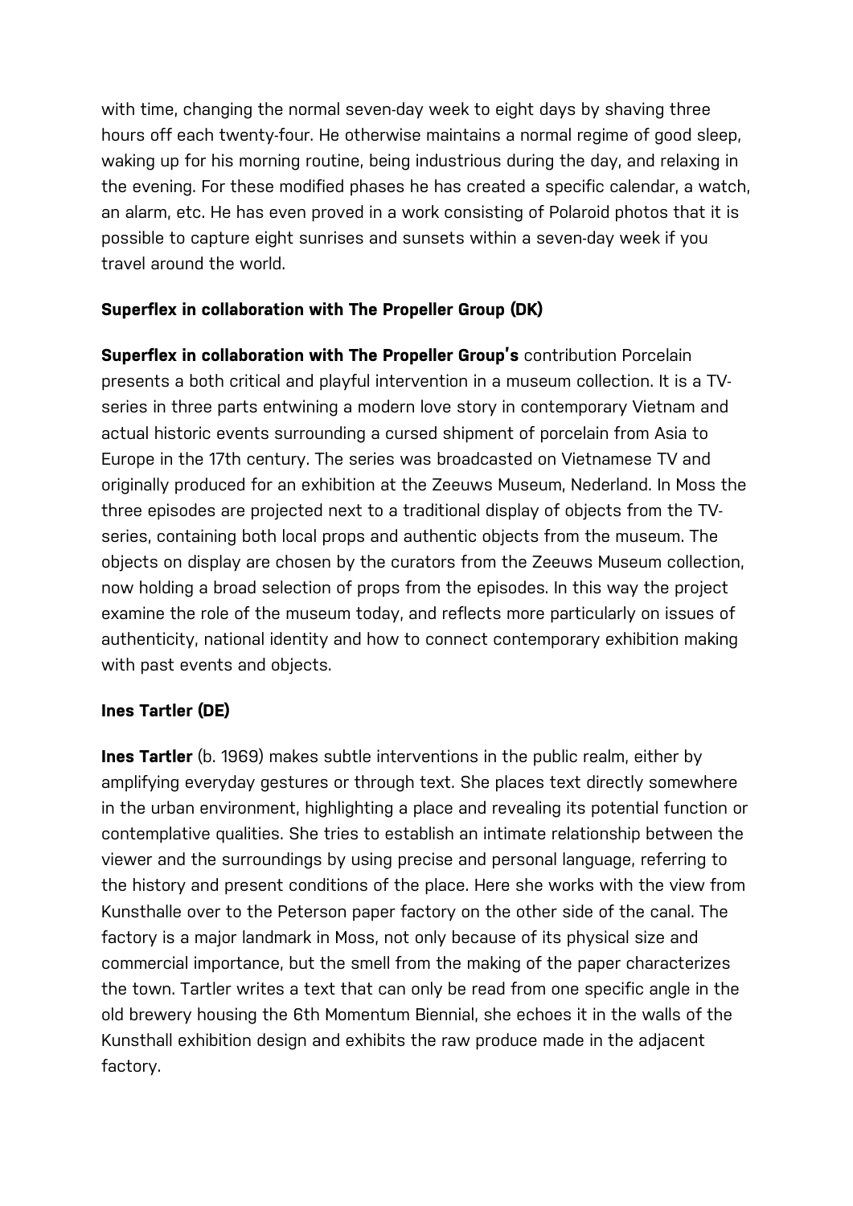with time, changing the normal seven-day week to eight days by shaving three hours off each twenty-four. He otherwise maintains a normal regime of good sleep, waking up for his morning routine, being industrious during the day, and relaxing in the evening. For these modified phases he has created a specific calendar, a watch, an alarm, etc. He has even proved in a work consisting of Polaroid photos that it is possible to capture eight sunrises and sunsets within a seven-day week if you travel around the world.

### Superflex in collaboration with The Propeller Group (DK)

**Superflex in collaboration with The Propeller Group's** contribution Porcelain presents a both critical and playful intervention in a museum collection. It is a TV-series in three parts entwining a modern love story in contemporary Vietnam and actual historic events surrounding a cursed shipment of porcelain from Asia to Europe in the 17th century. The series was broadcasted on Vietnamese TV and originally produced for an exhibition at the Zeeuws Museum, Nederland. In Moss the three episodes are projected next to a traditional display of objects from the TV-series, containing both local props and authentic objects from the museum. The objects on display are chosen by the curators from the Zeeuws Museum collection, now holding a broad selection of props from the episodes. In this way the project examine the role of the museum today, and reflects more particularly on issues of authenticity, national identity and how to connect contemporary exhibition making with past events and objects.

### Ines Tartler (DE)

**Ines Tartler** (b. 1969) makes subtle interventions in the public realm, either by amplifying everyday gestures or through text. She places text directly somewhere in the urban environment, highlighting a place and revealing its potential function or contemplative qualities. She tries to establish an intimate relationship between the viewer and the surroundings by using precise and personal language, referring to the history and present conditions of the place. Here she works with the view from Kunsthalle over to the Peterson paper factory on the other side of the canal. The factory is a major landmark in Moss, not only because of its physical size and commercial importance, but the smell from the making of the paper characterizes the town. Tartler writes a text that can only be read from one specific angle in the old brewery housing the 6th Momentum Biennial, she echoes it in the walls of the Kunsthall exhibition design and exhibits the raw produce made in the adjacent factory.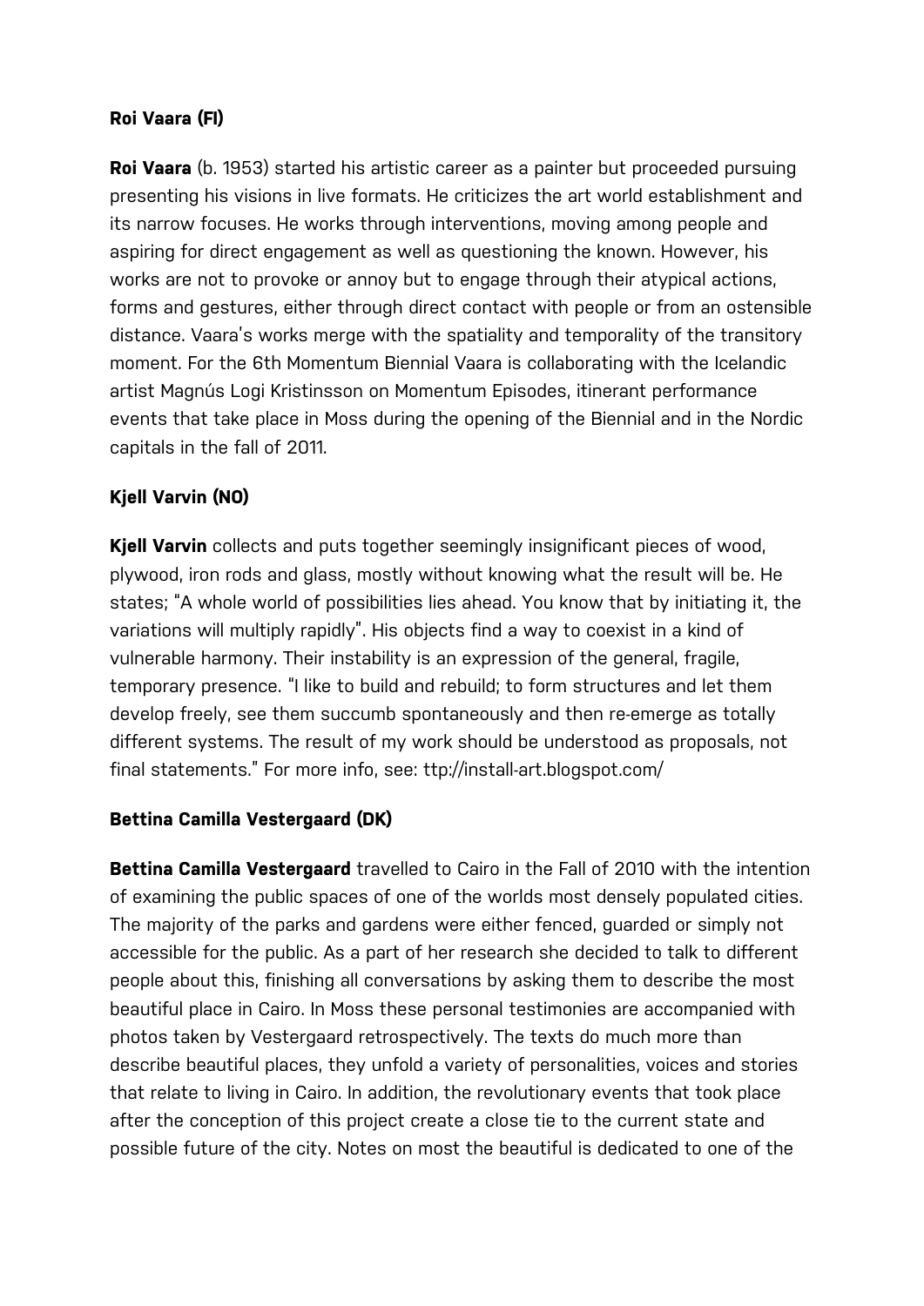### Roi Vaara (FI)

**Roi Vaara** (b. 1953) started his artistic career as a painter but proceeded pursuing presenting his visions in live formats. He criticizes the art world establishment and its narrow focuses. He works through interventions, moving among people and aspiring for direct engagement as well as questioning the known. However, his works are not to provoke or annoy but to engage through their atypical actions, forms and gestures, either through direct contact with people or from an ostensible distance. Vaara's works merge with the spatiality and temporality of the transitory moment. For the 6th Momentum Biennial Vaara is collaborating with the Icelandic artist Magnús Logi Kristinsson on Momentum Episodes, itinerant performance events that take place in Moss during the opening of the Biennial and in the Nordic capitals in the fall of 2011.

### Kjell Varvin (NO)

**Kjell Varvin** collects and puts together seemingly insignificant pieces of wood, plywood, iron rods and glass, mostly without knowing what the result will be. He states; "A whole world of possibilities lies ahead. You know that by initiating it, the variations will multiply rapidly". His objects find a way to coexist in a kind of vulnerable harmony. Their instability is an expression of the general, fragile, temporary presence. "I like to build and rebuild; to form structures and let them develop freely, see them succumb spontaneously and then re-emerge as totally different systems. The result of my work should be understood as proposals, not final statements." For more info, see: ttp://install-art.blogspot.com/

### Bettina Camilla Vestergaard (DK)

**Bettina Camilla Vestergaard** travelled to Cairo in the Fall of 2010 with the intention of examining the public spaces of one of the worlds most densely populated cities. The majority of the parks and gardens were either fenced, guarded or simply not accessible for the public. As a part of her research she decided to talk to different people about this, finishing all conversations by asking them to describe the most beautiful place in Cairo. In Moss these personal testimonies are accompanied with photos taken by Vestergaard retrospectively. The texts do much more than describe beautiful places, they unfold a variety of personalities, voices and stories that relate to living in Cairo. In addition, the revolutionary events that took place after the conception of this project create a close tie to the current state and possible future of the city. Notes on most the beautiful is dedicated to one of the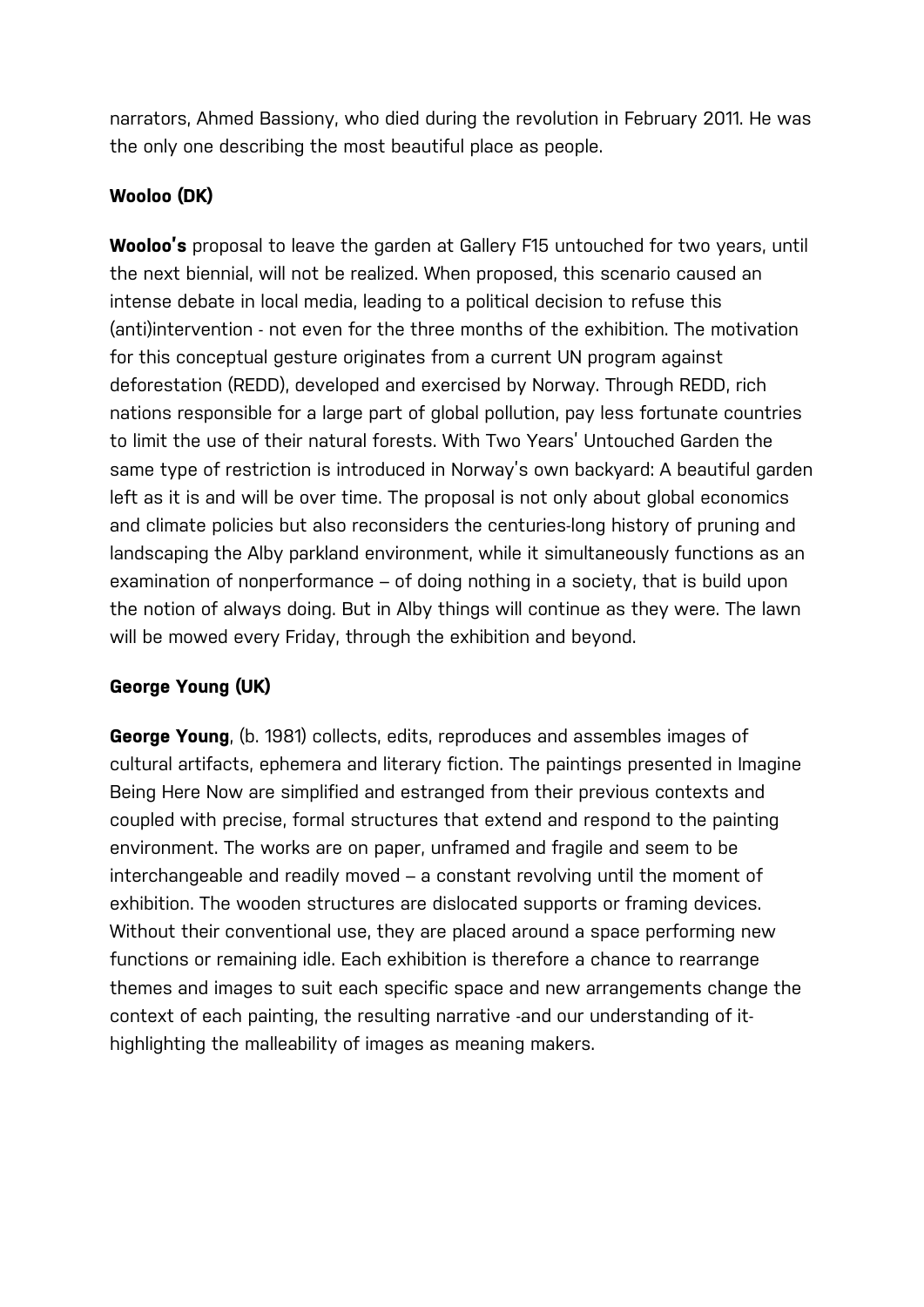narrators, Ahmed Bassiony, who died during the revolution in February 2011. He was the only one describing the most beautiful place as people.

### Wooloo (DK)

**Wooloo's** proposal to leave the garden at Gallery F15 untouched for two years, until the next biennial, will not be realized. When proposed, this scenario caused an intense debate in local media, leading to a political decision to refuse this (anti)intervention - not even for the three months of the exhibition. The motivation for this conceptual gesture originates from a current UN program against deforestation (REDD), developed and exercised by Norway. Through REDD, rich nations responsible for a large part of global pollution, pay less fortunate countries to limit the use of their natural forests. With Two Years' Untouched Garden the same type of restriction is introduced in Norway's own backyard: A beautiful garden left as it is and will be over time. The proposal is not only about global economics and climate policies but also reconsiders the centuries-long history of pruning and landscaping the Alby parkland environment, while it simultaneously functions as an examination of nonperformance – of doing nothing in a society, that is build upon the notion of always doing. But in Alby things will continue as they were. The lawn will be mowed every Friday, through the exhibition and beyond.

### George Young (UK)

**George Young**, (b. 1981) collects, edits, reproduces and assembles images of cultural artifacts, ephemera and literary fiction. The paintings presented in Imagine Being Here Now are simplified and estranged from their previous contexts and coupled with precise, formal structures that extend and respond to the painting environment. The works are on paper, unframed and fragile and seem to be interchangeable and readily moved – a constant revolving until the moment of exhibition. The wooden structures are dislocated supports or framing devices. Without their conventional use, they are placed around a space performing new functions or remaining idle. Each exhibition is therefore a chance to rearrange themes and images to suit each specific space and new arrangements change the context of each painting, the resulting narrative -and our understanding of it- highlighting the malleability of images as meaning makers.